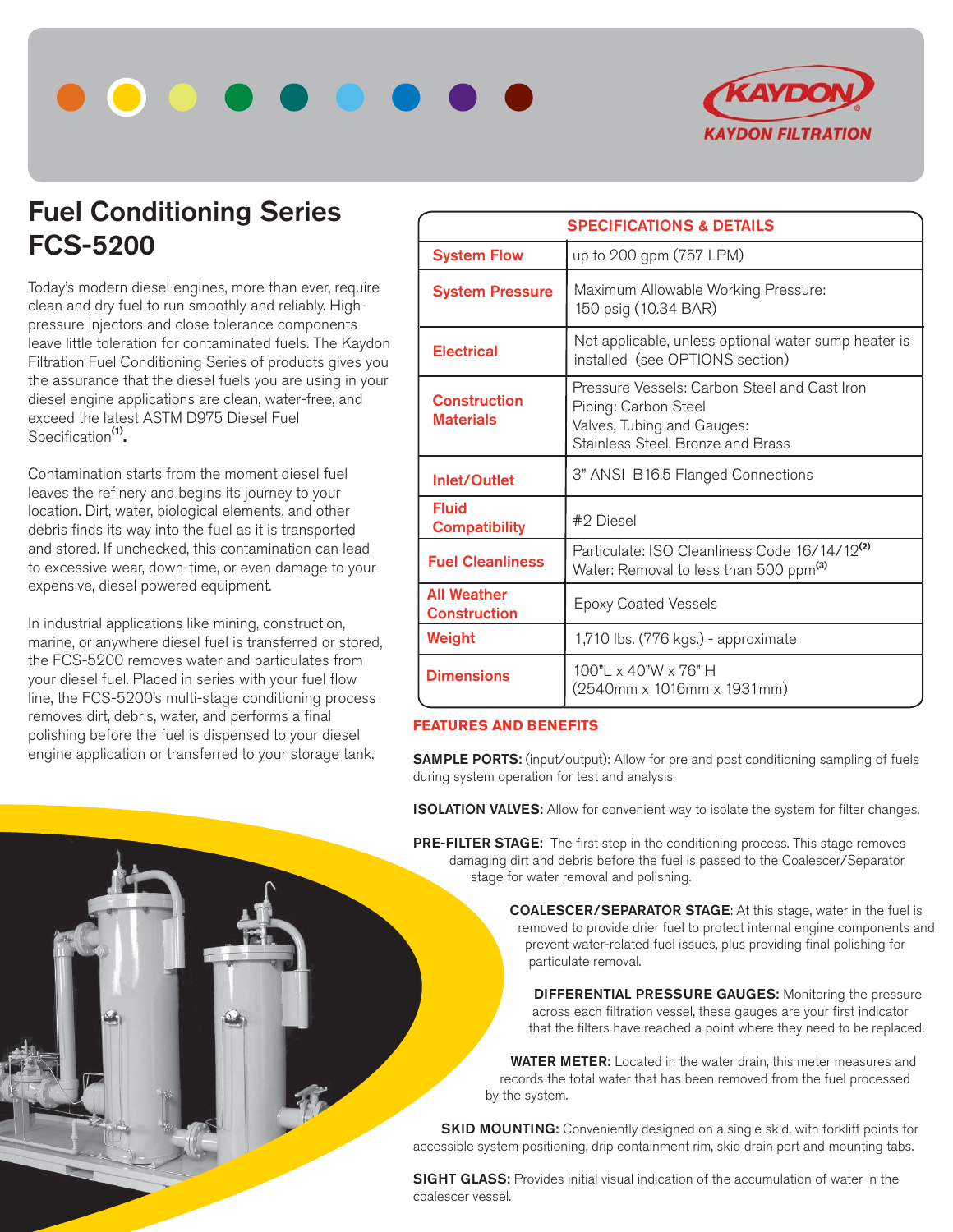KAYDON FILTRATION

# Fuel Conditioning Series FCS-5200

Today's modern diesel engines, more than ever, require clean and dry fuel to run smoothly and reliably. High-pressure injectors and close tolerance components leave little toleration for contaminated fuels. The Kaydon Filtration Fuel Conditioning Series of products gives you the assurance that the diesel fuels you are using in your diesel engine applications are clean, water-free, and exceed the latest ASTM D975 Diesel Fuel Specification[1].

Contamination starts from the moment diesel fuel leaves the refinery and begins its journey to your location. Dirt, water, biological elements, and other debris finds its way into the fuel as it is transported and stored. If unchecked, this contamination can lead to excessive wear, down-time, or even damage to your expensive, diesel powered equipment.

In industrial applications like mining, construction, marine, or anywhere diesel fuel is transferred or stored, the FCS-5200 removes water and particulates from your diesel fuel. Placed in series with your fuel flow line, the FCS-5200's multi-stage conditioning process removes dirt, debris, water, and performs a final polishing before the fuel is dispensed to your diesel engine application or transferred to your storage tank.

| SPECIFICATIONS & DETAILS | |
|---|---|
| System Flow | up to 200 gpm (757 LPM) |
| System Pressure | Maximum Allowable Working Pressure: 150 psig (10.34 BAR) |
| Electrical | Not applicable, unless optional water sump heater is installed (see OPTIONS section) |
| Construction Materials | Pressure Vessels: Carbon Steel and Cast Iron<br>Piping: Carbon Steel<br>Valves, Tubing and Gauges: Stainless Steel, Bronze and Brass |
| Inlet/Outlet | 3" ANSI B16.5 Flanged Connections |
| Fluid Compatibility | #2 Diesel |
| Fuel Cleanliness | Particulate: ISO Cleanliness Code 16/14/12[2]<br>Water: Removal to less than 500 ppm[3] |
| All Weather Construction | Epoxy Coated Vessels |
| Weight | 1,710 lbs. (776 kgs.) - approximate |
| Dimensions | 100"L x 40"W x 76" H<br>(2540mm x 1016mm x 1931mm) |

## FEATURES AND BENEFITS

**SAMPLE PORTS:** (input/output): Allow for pre and post conditioning sampling of fuels during system operation for test and analysis

**ISOLATION VALVES:** Allow for convenient way to isolate the system for filter changes.

**PRE-FILTER STAGE:** The first step in the conditioning process. This stage removes damaging dirt and debris before the fuel is passed to the Coalescer/Separator stage for water removal and polishing.

**COALESCER/SEPARATOR STAGE**: At this stage, water in the fuel is removed to provide drier fuel to protect internal engine components and prevent water-related fuel issues, plus providing final polishing for particulate removal.

**DIFFERENTIAL PRESSURE GAUGES:** Monitoring the pressure across each filtration vessel, these gauges are your first indicator that the filters have reached a point where they need to be replaced.

**WATER METER:** Located in the water drain, this meter measures and records the total water that has been removed from the fuel processed by the system.

**SKID MOUNTING:** Conveniently designed on a single skid, with forklift points for accessible system positioning, drip containment rim, skid drain port and mounting tabs.

**SIGHT GLASS:** Provides initial visual indication of the accumulation of water in the coalescer vessel.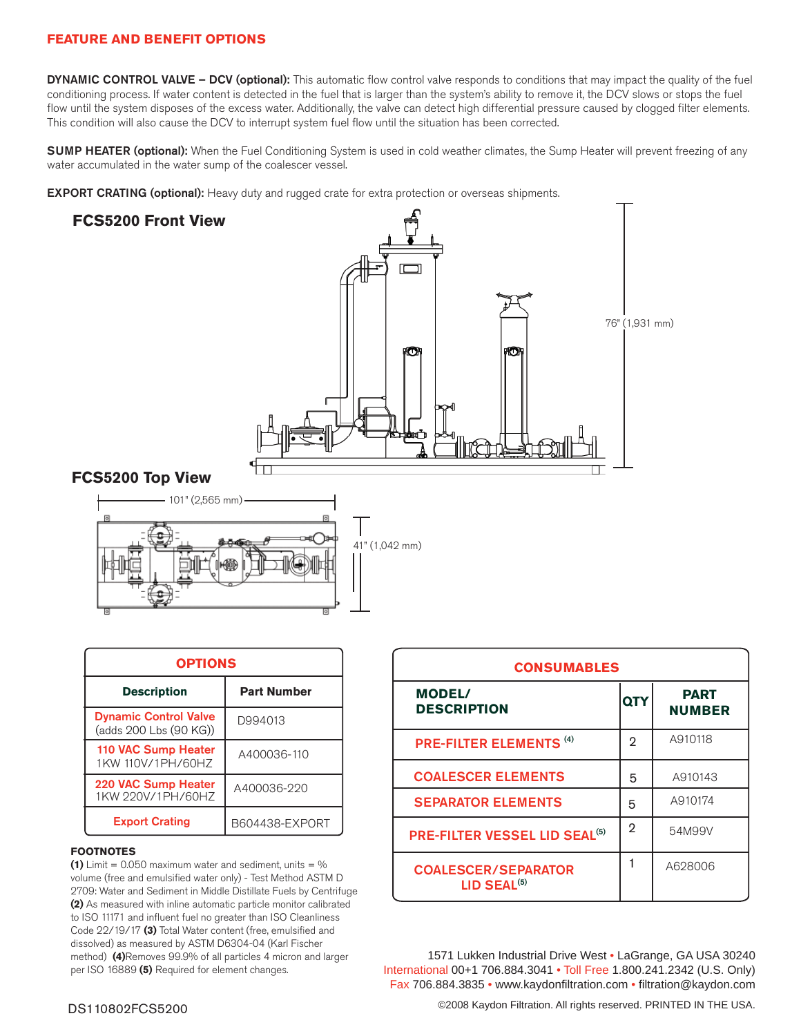## FEATURE AND BENEFIT OPTIONS

**DYNAMIC CONTROL VALVE – DCV (optional):** This automatic flow control valve responds to conditions that may impact the quality of the fuel conditioning process. If water content is detected in the fuel that is larger than the system's ability to remove it, the DCV slows or stops the fuel flow until the system disposes of the excess water. Additionally, the valve can detect high differential pressure caused by clogged filter elements. This condition will also cause the DCV to interrupt system fuel flow until the situation has been corrected.

**SUMP HEATER (optional):** When the Fuel Conditioning System is used in cold weather climates, the Sump Heater will prevent freezing of any water accumulated in the water sump of the coalescer vessel.

**EXPORT CRATING (optional):** Heavy duty and rugged crate for extra protection or overseas shipments.

### FCS5200 Front View

76" (1,931 mm)

### FCS5200 Top View

101" (2,565 mm)

41" (1,042 mm)

| OPTIONS | |
|---|---|
| **Description** | **Part Number** |
| Dynamic Control Valve (adds 200 Lbs (90 KG)) | D994013 |
| 110 VAC Sump Heater 1KW 110V/1PH/60HZ | A400036-110 |
| 220 VAC Sump Heater 1KW 220V/1PH/60HZ | A400036-220 |
| Export Crating | B604438-EXPORT |

| CONSUMABLES | | |
|---|---|---|
| **MODEL/ DESCRIPTION** | **QTY** | **PART NUMBER** |
| PRE-FILTER ELEMENTS (4) | 2 | A910118 |
| COALESCER ELEMENTS | 5 | A910143 |
| SEPARATOR ELEMENTS | 5 | A910174 |
| PRE-FILTER VESSEL LID SEAL(5) | 2 | 54M99V |
| COALESCER/SEPARATOR LID SEAL(5) | 1 | A628006 |

**FOOTNOTES**

**(1)** Limit = 0.050 maximum water and sediment, units = % volume (free and emulsified water only) - Test Method ASTM D 2709: Water and Sediment in Middle Distillate Fuels by Centrifuge **(2)** As measured with inline automatic particle monitor calibrated to ISO 11171 and influent fuel no greater than ISO Cleanliness Code 22/19/17 **(3)** Total Water content (free, emulsified and dissolved) as measured by ASTM D6304-04 (Karl Fischer method) **(4)**Removes 99.9% of all particles 4 micron and larger per ISO 16889 **(5)** Required for element changes.

1571 Lukken Industrial Drive West • LaGrange, GA USA 30240
International 00+1 706.884.3041 • Toll Free 1.800.241.2342 (U.S. Only)
Fax 706.884.3835 • www.kaydonfiltration.com • filtration@kaydon.com

DS110802FCS5200

©2008 Kaydon Filtration. All rights reserved. PRINTED IN THE USA.